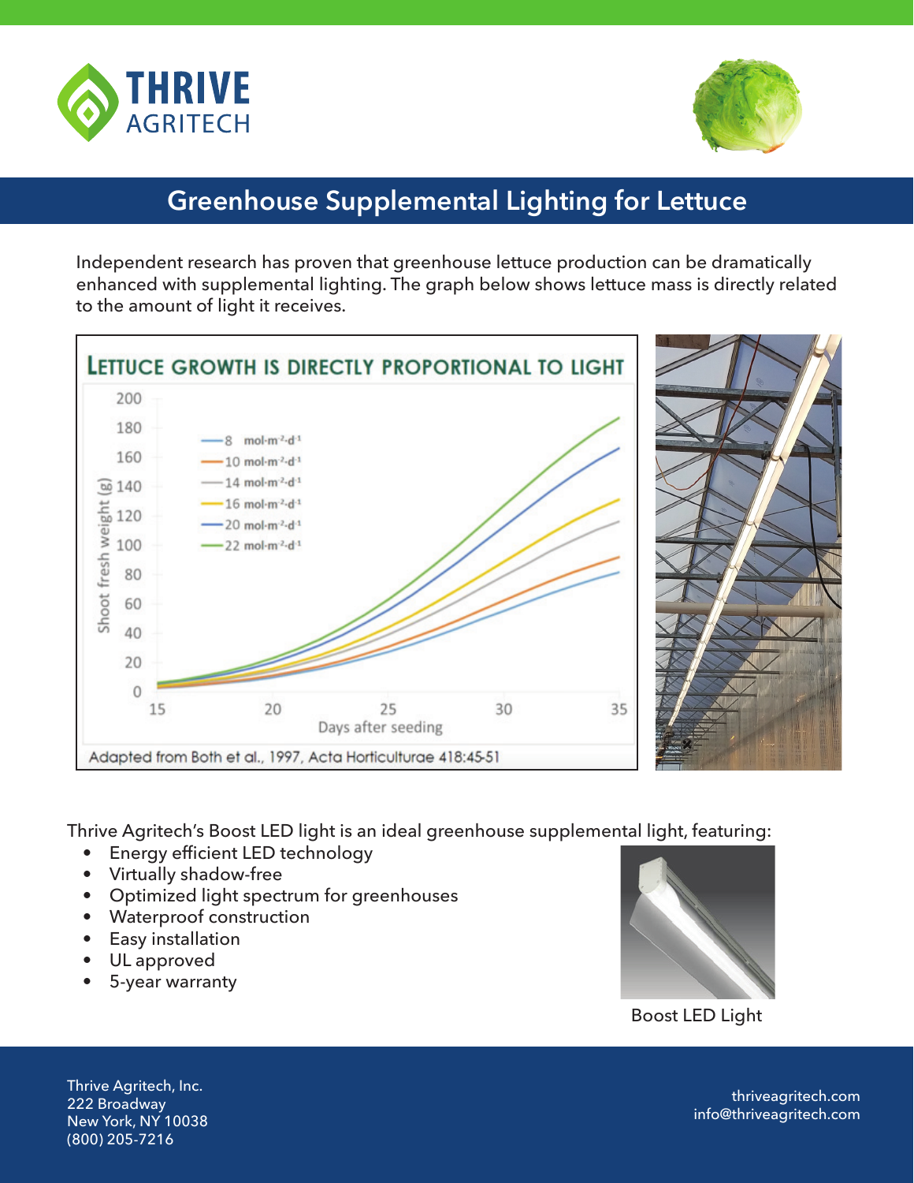THRIVE AGRITECH

## Greenhouse Supplemental Lighting for Lettuce

Independent research has proven that greenhouse lettuce production can be dramatically enhanced with supplemental lighting. The graph below shows lettuce mass is directly related to the amount of light it receives.

**LETTUCE GROWTH IS DIRECTLY PROPORTIONAL TO LIGHT**

Adapted from Both et al., 1997, Acta Horticulturae 418:45-51

Thrive Agritech's Boost LED light is an ideal greenhouse supplemental light, featuring:

- Energy efficient LED technology
- Virtually shadow-free
- Optimized light spectrum for greenhouses
- Waterproof construction
- Easy installation
- UL approved
- 5-year warranty

Boost LED Light

Thrive Agritech, Inc.
222 Broadway
New York, NY 10038
(800) 205-7216

thriveagritech.com
info@thriveagritech.com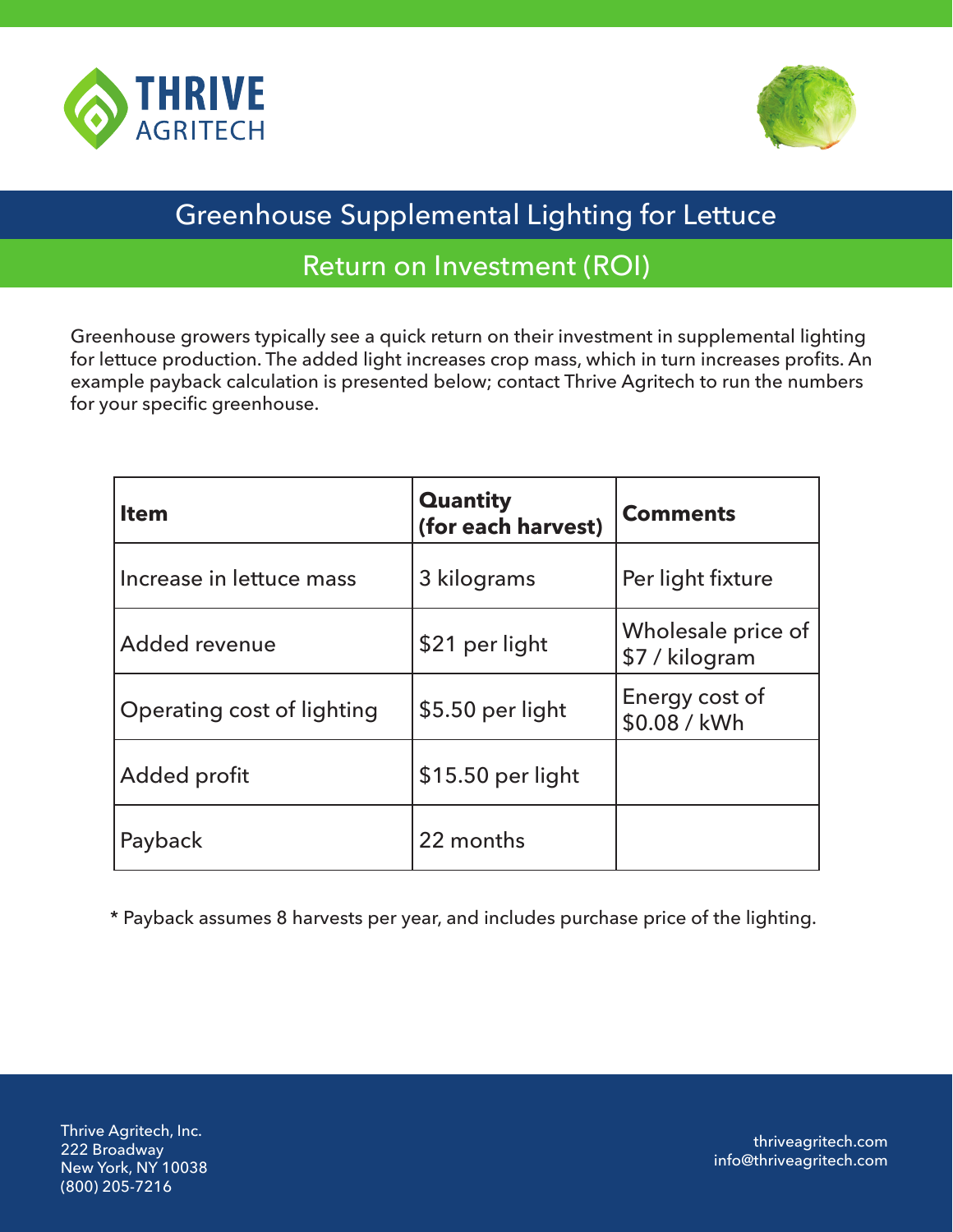THRIVE AGRITECH

# Greenhouse Supplemental Lighting for Lettuce

## Return on Investment (ROI)

Greenhouse growers typically see a quick return on their investment in supplemental lighting for lettuce production. The added light increases crop mass, which in turn increases profits. An example payback calculation is presented below; contact Thrive Agritech to run the numbers for your specific greenhouse.

| Item | Quantity (for each harvest) | Comments |
|---|---|---|
| Increase in lettuce mass | 3 kilograms | Per light fixture |
| Added revenue | $21 per light | Wholesale price of $7 / kilogram |
| Operating cost of lighting | $5.50 per light | Energy cost of $0.08 / kWh |
| Added profit | $15.50 per light | |
| Payback | 22 months | |

* Payback assumes 8 harvests per year, and includes purchase price of the lighting.

Thrive Agritech, Inc.
222 Broadway
New York, NY 10038
(800) 205-7216

thriveagritech.com
info@thriveagritech.com